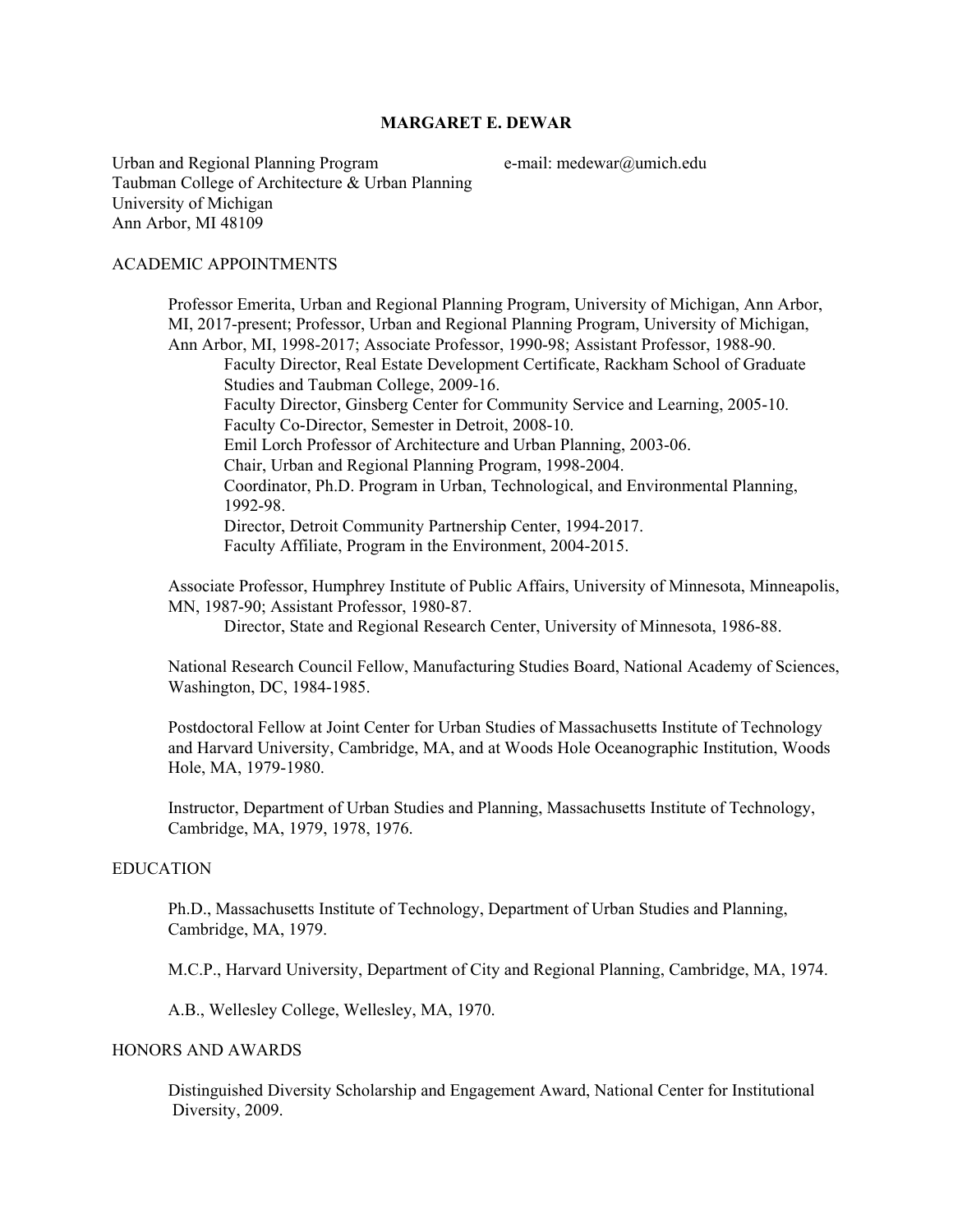# MARGARET E. DEWAR

Urban and Regional Planning Program
Taubman College of Architecture & Urban Planning
University of Michigan
Ann Arbor, MI 48109

e-mail: medewar@umich.edu

## ACADEMIC APPOINTMENTS

Professor Emerita, Urban and Regional Planning Program, University of Michigan, Ann Arbor, MI, 2017-present; Professor, Urban and Regional Planning Program, University of Michigan, Ann Arbor, MI, 1998-2017; Associate Professor, 1990-98; Assistant Professor, 1988-90.

- Faculty Director, Real Estate Development Certificate, Rackham School of Graduate Studies and Taubman College, 2009-16.
- Faculty Director, Ginsberg Center for Community Service and Learning, 2005-10.
- Faculty Co-Director, Semester in Detroit, 2008-10.
- Emil Lorch Professor of Architecture and Urban Planning, 2003-06.
- Chair, Urban and Regional Planning Program, 1998-2004.
- Coordinator, Ph.D. Program in Urban, Technological, and Environmental Planning, 1992-98.
- Director, Detroit Community Partnership Center, 1994-2017.
- Faculty Affiliate, Program in the Environment, 2004-2015.

Associate Professor, Humphrey Institute of Public Affairs, University of Minnesota, Minneapolis, MN, 1987-90; Assistant Professor, 1980-87.

- Director, State and Regional Research Center, University of Minnesota, 1986-88.

National Research Council Fellow, Manufacturing Studies Board, National Academy of Sciences, Washington, DC, 1984-1985.

Postdoctoral Fellow at Joint Center for Urban Studies of Massachusetts Institute of Technology and Harvard University, Cambridge, MA, and at Woods Hole Oceanographic Institution, Woods Hole, MA, 1979-1980.

Instructor, Department of Urban Studies and Planning, Massachusetts Institute of Technology, Cambridge, MA, 1979, 1978, 1976.

## EDUCATION

Ph.D., Massachusetts Institute of Technology, Department of Urban Studies and Planning, Cambridge, MA, 1979.

M.C.P., Harvard University, Department of City and Regional Planning, Cambridge, MA, 1974.

A.B., Wellesley College, Wellesley, MA, 1970.

## HONORS AND AWARDS

Distinguished Diversity Scholarship and Engagement Award, National Center for Institutional Diversity, 2009.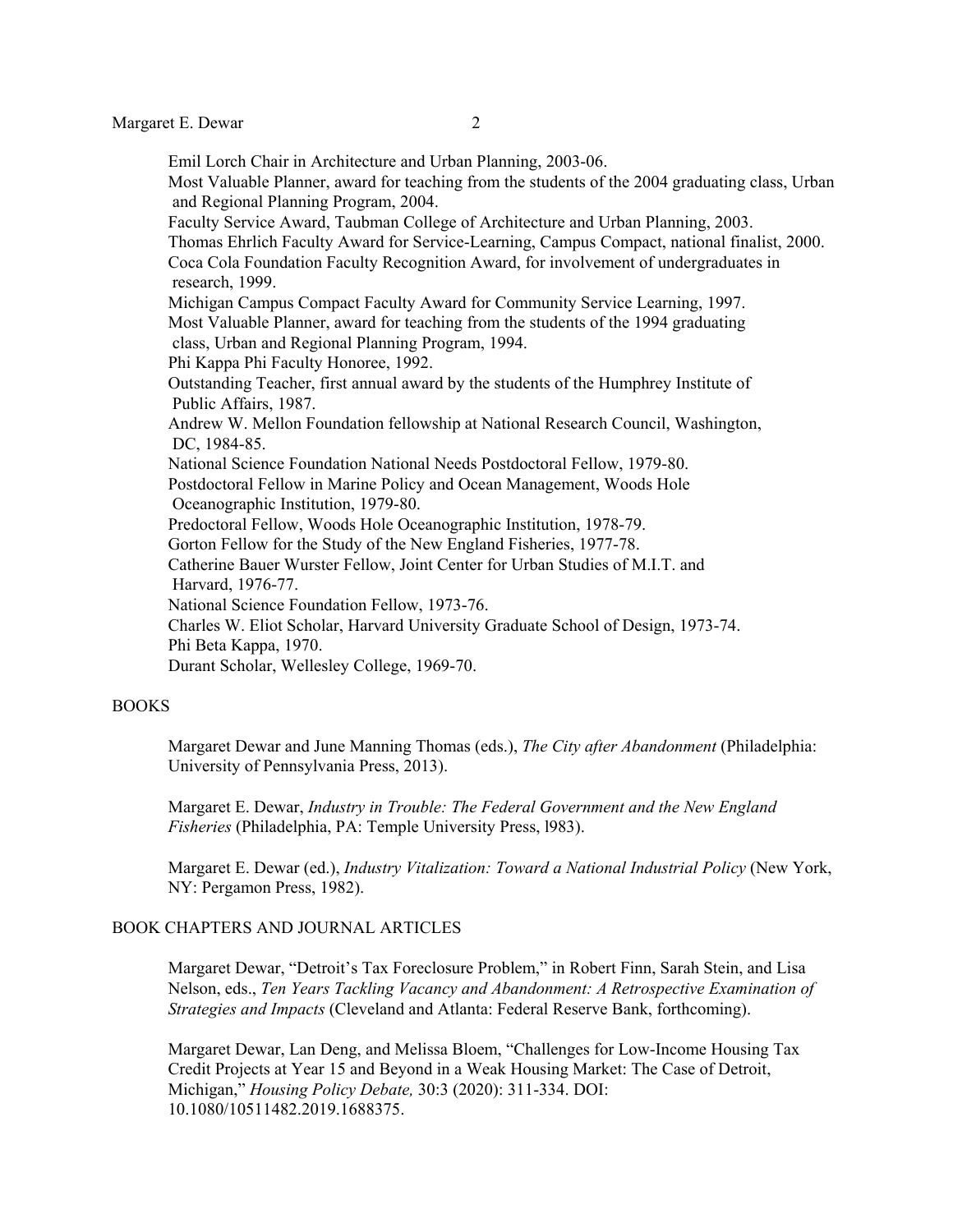Emil Lorch Chair in Architecture and Urban Planning, 2003-06.
Most Valuable Planner, award for teaching from the students of the 2004 graduating class, Urban and Regional Planning Program, 2004.
Faculty Service Award, Taubman College of Architecture and Urban Planning, 2003.
Thomas Ehrlich Faculty Award for Service-Learning, Campus Compact, national finalist, 2000.
Coca Cola Foundation Faculty Recognition Award, for involvement of undergraduates in research, 1999.
Michigan Campus Compact Faculty Award for Community Service Learning, 1997.
Most Valuable Planner, award for teaching from the students of the 1994 graduating class, Urban and Regional Planning Program, 1994.
Phi Kappa Phi Faculty Honoree, 1992.
Outstanding Teacher, first annual award by the students of the Humphrey Institute of Public Affairs, 1987.
Andrew W. Mellon Foundation fellowship at National Research Council, Washington, DC, 1984-85.
National Science Foundation National Needs Postdoctoral Fellow, 1979-80.
Postdoctoral Fellow in Marine Policy and Ocean Management, Woods Hole Oceanographic Institution, 1979-80.
Predoctoral Fellow, Woods Hole Oceanographic Institution, 1978-79.
Gorton Fellow for the Study of the New England Fisheries, 1977-78.
Catherine Bauer Wurster Fellow, Joint Center for Urban Studies of M.I.T. and Harvard, 1976-77.
National Science Foundation Fellow, 1973-76.
Charles W. Eliot Scholar, Harvard University Graduate School of Design, 1973-74.
Phi Beta Kappa, 1970.
Durant Scholar, Wellesley College, 1969-70.

## BOOKS

Margaret Dewar and June Manning Thomas (eds.), *The City after Abandonment* (Philadelphia: University of Pennsylvania Press, 2013).

Margaret E. Dewar, *Industry in Trouble: The Federal Government and the New England Fisheries* (Philadelphia, PA: Temple University Press, l983).

Margaret E. Dewar (ed.), *Industry Vitalization: Toward a National Industrial Policy* (New York, NY: Pergamon Press, 1982).

## BOOK CHAPTERS AND JOURNAL ARTICLES

Margaret Dewar, "Detroit's Tax Foreclosure Problem," in Robert Finn, Sarah Stein, and Lisa Nelson, eds., *Ten Years Tackling Vacancy and Abandonment: A Retrospective Examination of Strategies and Impacts* (Cleveland and Atlanta: Federal Reserve Bank, forthcoming).

Margaret Dewar, Lan Deng, and Melissa Bloem, "Challenges for Low-Income Housing Tax Credit Projects at Year 15 and Beyond in a Weak Housing Market: The Case of Detroit, Michigan," *Housing Policy Debate,* 30:3 (2020): 311-334. DOI: 10.1080/10511482.2019.1688375.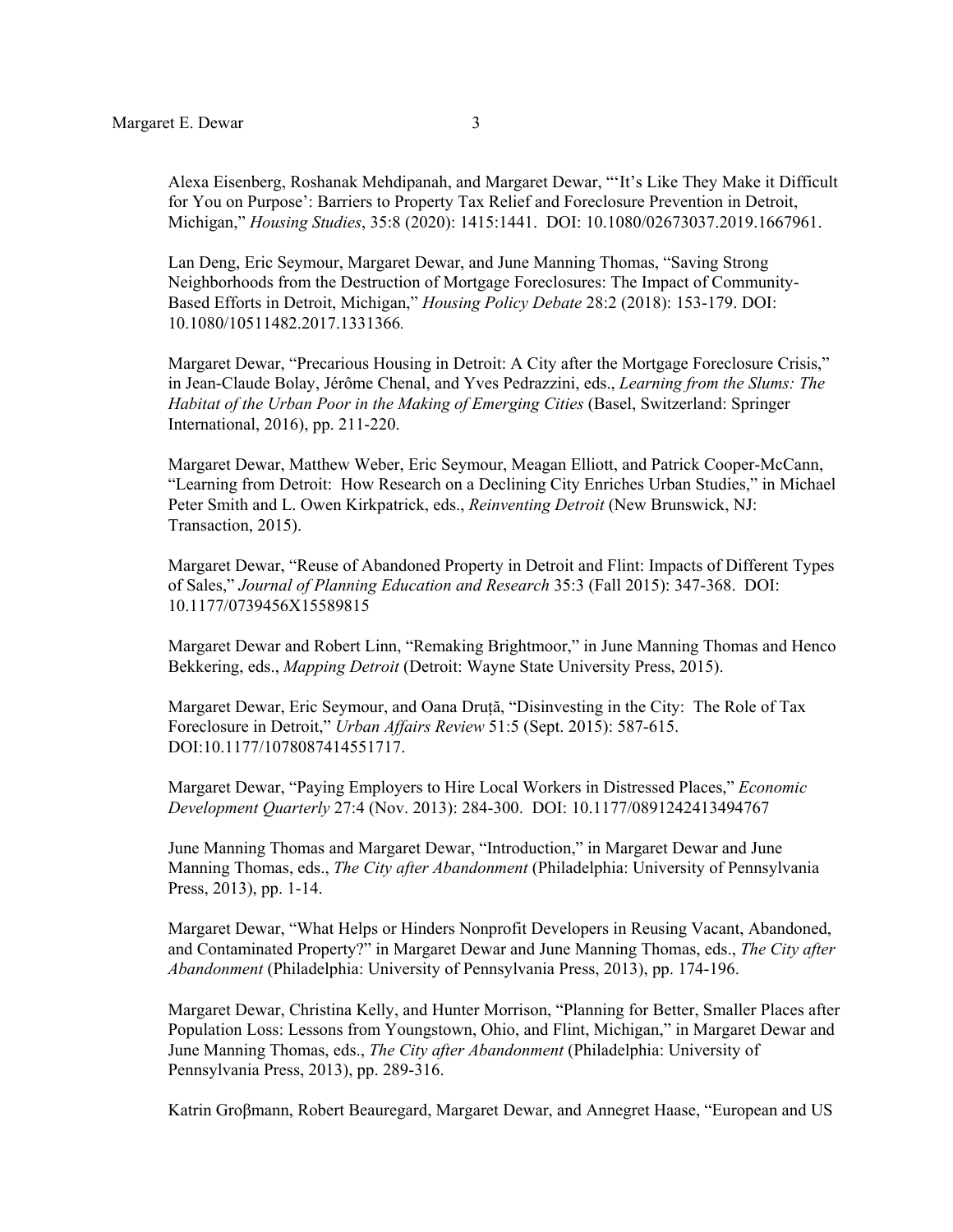Alexa Eisenberg, Roshanak Mehdipanah, and Margaret Dewar, "'It's Like They Make it Difficult for You on Purpose': Barriers to Property Tax Relief and Foreclosure Prevention in Detroit, Michigan," *Housing Studies*, 35:8 (2020): 1415:1441. DOI: 10.1080/02673037.2019.1667961.

Lan Deng, Eric Seymour, Margaret Dewar, and June Manning Thomas, "Saving Strong Neighborhoods from the Destruction of Mortgage Foreclosures: The Impact of Community-Based Efforts in Detroit, Michigan," *Housing Policy Debate* 28:2 (2018): 153-179. DOI: 10.1080/10511482.2017.1331366.

Margaret Dewar, "Precarious Housing in Detroit: A City after the Mortgage Foreclosure Crisis," in Jean-Claude Bolay, Jérôme Chenal, and Yves Pedrazzini, eds., *Learning from the Slums: The Habitat of the Urban Poor in the Making of Emerging Cities* (Basel, Switzerland: Springer International, 2016), pp. 211-220.

Margaret Dewar, Matthew Weber, Eric Seymour, Meagan Elliott, and Patrick Cooper-McCann, "Learning from Detroit: How Research on a Declining City Enriches Urban Studies," in Michael Peter Smith and L. Owen Kirkpatrick, eds., *Reinventing Detroit* (New Brunswick, NJ: Transaction, 2015).

Margaret Dewar, "Reuse of Abandoned Property in Detroit and Flint: Impacts of Different Types of Sales," *Journal of Planning Education and Research* 35:3 (Fall 2015): 347-368. DOI: 10.1177/0739456X15589815

Margaret Dewar and Robert Linn, "Remaking Brightmoor," in June Manning Thomas and Henco Bekkering, eds., *Mapping Detroit* (Detroit: Wayne State University Press, 2015).

Margaret Dewar, Eric Seymour, and Oana Druță, "Disinvesting in the City: The Role of Tax Foreclosure in Detroit," *Urban Affairs Review* 51:5 (Sept. 2015): 587-615. DOI:10.1177/1078087414551717.

Margaret Dewar, "Paying Employers to Hire Local Workers in Distressed Places," *Economic Development Quarterly* 27:4 (Nov. 2013): 284-300. DOI: 10.1177/0891242413494767

June Manning Thomas and Margaret Dewar, "Introduction," in Margaret Dewar and June Manning Thomas, eds., *The City after Abandonment* (Philadelphia: University of Pennsylvania Press, 2013), pp. 1-14.

Margaret Dewar, "What Helps or Hinders Nonprofit Developers in Reusing Vacant, Abandoned, and Contaminated Property?" in Margaret Dewar and June Manning Thomas, eds., *The City after Abandonment* (Philadelphia: University of Pennsylvania Press, 2013), pp. 174-196.

Margaret Dewar, Christina Kelly, and Hunter Morrison, "Planning for Better, Smaller Places after Population Loss: Lessons from Youngstown, Ohio, and Flint, Michigan," in Margaret Dewar and June Manning Thomas, eds., *The City after Abandonment* (Philadelphia: University of Pennsylvania Press, 2013), pp. 289-316.

Katrin Groβmann, Robert Beauregard, Margaret Dewar, and Annegret Haase, "European and US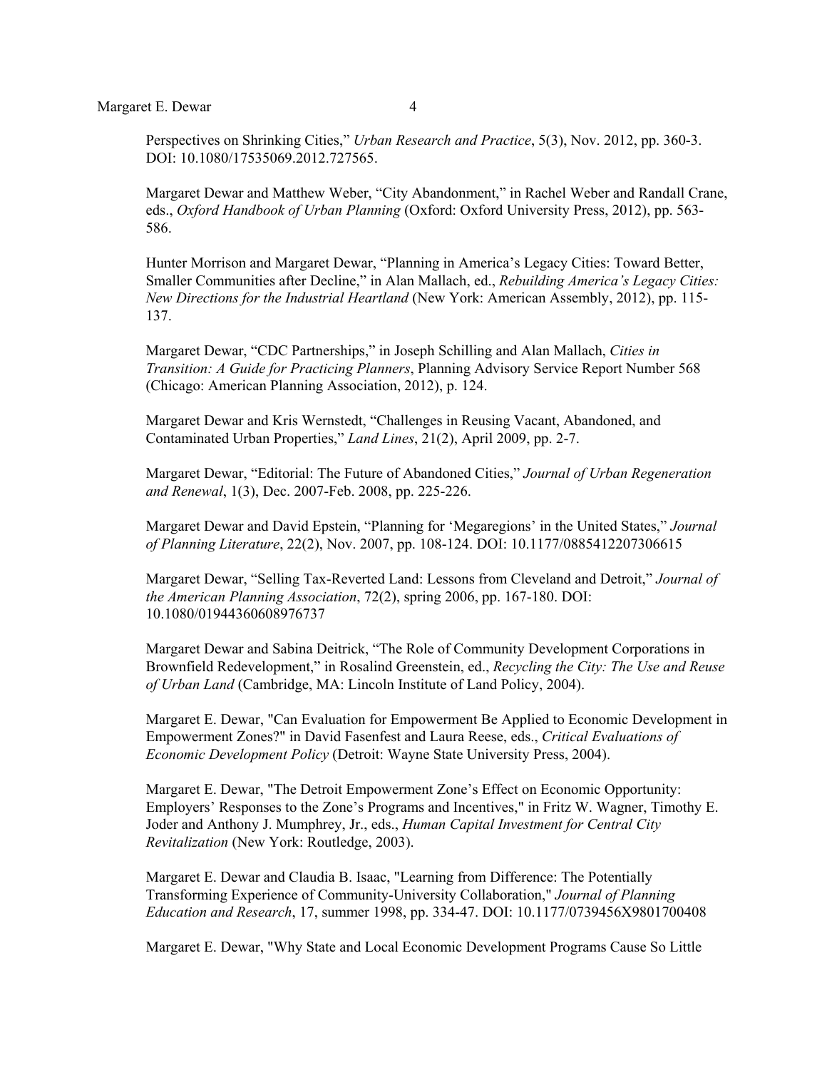Perspectives on Shrinking Cities," *Urban Research and Practice*, 5(3), Nov. 2012, pp. 360-3. DOI: 10.1080/17535069.2012.727565.

Margaret Dewar and Matthew Weber, "City Abandonment," in Rachel Weber and Randall Crane, eds., *Oxford Handbook of Urban Planning* (Oxford: Oxford University Press, 2012), pp. 563-586.

Hunter Morrison and Margaret Dewar, "Planning in America's Legacy Cities: Toward Better, Smaller Communities after Decline," in Alan Mallach, ed., *Rebuilding America's Legacy Cities: New Directions for the Industrial Heartland* (New York: American Assembly, 2012), pp. 115-137.

Margaret Dewar, "CDC Partnerships," in Joseph Schilling and Alan Mallach, *Cities in Transition: A Guide for Practicing Planners*, Planning Advisory Service Report Number 568 (Chicago: American Planning Association, 2012), p. 124.

Margaret Dewar and Kris Wernstedt, "Challenges in Reusing Vacant, Abandoned, and Contaminated Urban Properties," *Land Lines*, 21(2), April 2009, pp. 2-7.

Margaret Dewar, "Editorial: The Future of Abandoned Cities," *Journal of Urban Regeneration and Renewal*, 1(3), Dec. 2007-Feb. 2008, pp. 225-226.

Margaret Dewar and David Epstein, "Planning for 'Megaregions' in the United States," *Journal of Planning Literature*, 22(2), Nov. 2007, pp. 108-124. DOI: 10.1177/0885412207306615

Margaret Dewar, "Selling Tax-Reverted Land: Lessons from Cleveland and Detroit," *Journal of the American Planning Association*, 72(2), spring 2006, pp. 167-180. DOI: 10.1080/01944360608976737

Margaret Dewar and Sabina Deitrick, "The Role of Community Development Corporations in Brownfield Redevelopment," in Rosalind Greenstein, ed., *Recycling the City: The Use and Reuse of Urban Land* (Cambridge, MA: Lincoln Institute of Land Policy, 2004).

Margaret E. Dewar, "Can Evaluation for Empowerment Be Applied to Economic Development in Empowerment Zones?" in David Fasenfest and Laura Reese, eds., *Critical Evaluations of Economic Development Policy* (Detroit: Wayne State University Press, 2004).

Margaret E. Dewar, "The Detroit Empowerment Zone's Effect on Economic Opportunity: Employers' Responses to the Zone's Programs and Incentives," in Fritz W. Wagner, Timothy E. Joder and Anthony J. Mumphrey, Jr., eds., *Human Capital Investment for Central City Revitalization* (New York: Routledge, 2003).

Margaret E. Dewar and Claudia B. Isaac, "Learning from Difference: The Potentially Transforming Experience of Community-University Collaboration," *Journal of Planning Education and Research*, 17, summer 1998, pp. 334-47. DOI: 10.1177/0739456X9801700408

Margaret E. Dewar, "Why State and Local Economic Development Programs Cause So Little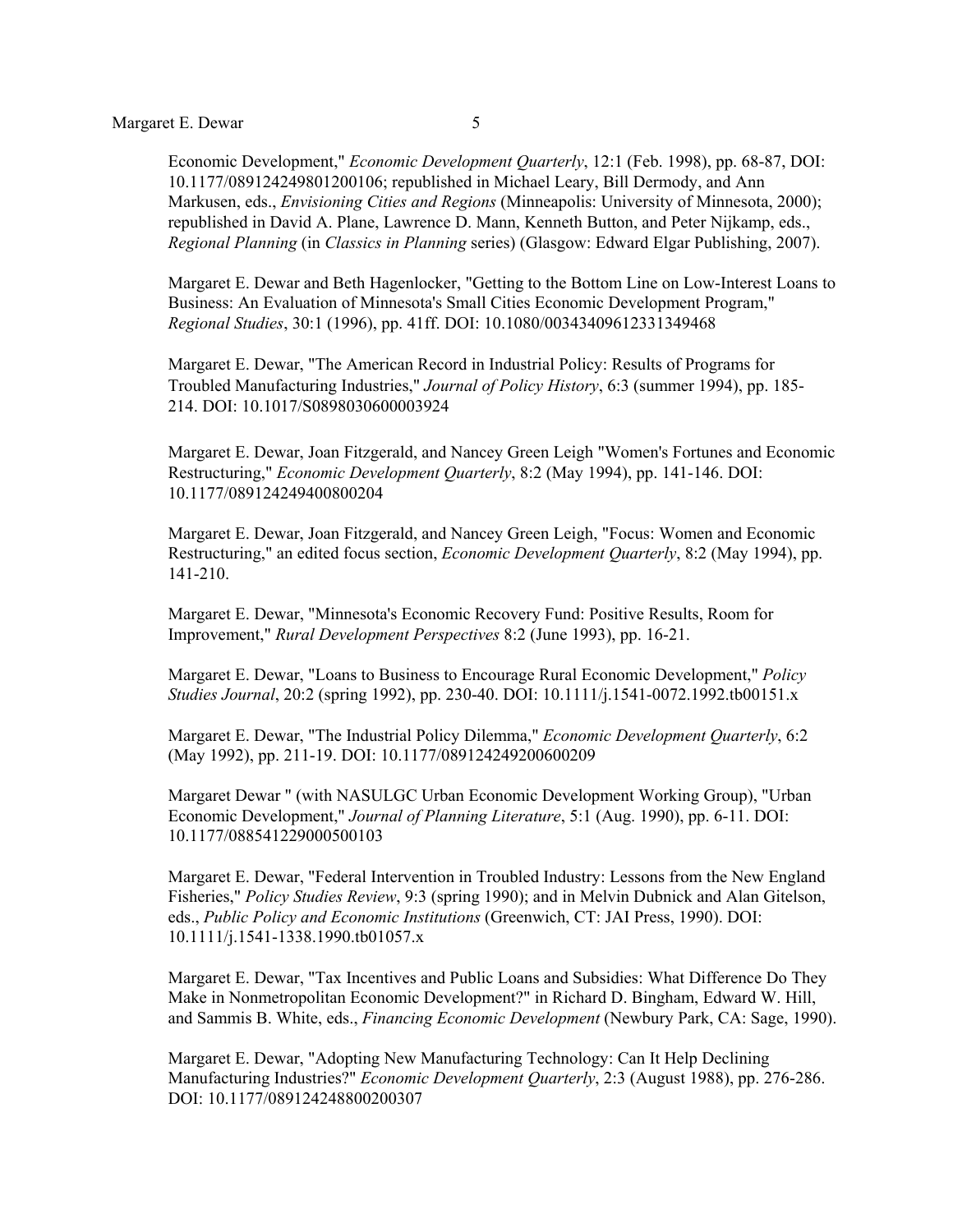Economic Development," *Economic Development Quarterly*, 12:1 (Feb. 1998), pp. 68-87, DOI: 10.1177/089124249801200106; republished in Michael Leary, Bill Dermody, and Ann Markusen, eds., *Envisioning Cities and Regions* (Minneapolis: University of Minnesota, 2000); republished in David A. Plane, Lawrence D. Mann, Kenneth Button, and Peter Nijkamp, eds., *Regional Planning* (in *Classics in Planning* series) (Glasgow: Edward Elgar Publishing, 2007).

Margaret E. Dewar and Beth Hagenlocker, "Getting to the Bottom Line on Low-Interest Loans to Business: An Evaluation of Minnesota's Small Cities Economic Development Program," *Regional Studies*, 30:1 (1996), pp. 41ff. DOI: 10.1080/00343409612331349468

Margaret E. Dewar, "The American Record in Industrial Policy: Results of Programs for Troubled Manufacturing Industries," *Journal of Policy History*, 6:3 (summer 1994), pp. 185-214. DOI: 10.1017/S0898030600003924

Margaret E. Dewar, Joan Fitzgerald, and Nancey Green Leigh "Women's Fortunes and Economic Restructuring," *Economic Development Quarterly*, 8:2 (May 1994), pp. 141-146. DOI: 10.1177/089124249400800204

Margaret E. Dewar, Joan Fitzgerald, and Nancey Green Leigh, "Focus: Women and Economic Restructuring," an edited focus section, *Economic Development Quarterly*, 8:2 (May 1994), pp. 141-210.

Margaret E. Dewar, "Minnesota's Economic Recovery Fund: Positive Results, Room for Improvement," *Rural Development Perspectives* 8:2 (June 1993), pp. 16-21.

Margaret E. Dewar, "Loans to Business to Encourage Rural Economic Development," *Policy Studies Journal*, 20:2 (spring 1992), pp. 230-40. DOI: 10.1111/j.1541-0072.1992.tb00151.x

Margaret E. Dewar, "The Industrial Policy Dilemma," *Economic Development Quarterly*, 6:2 (May 1992), pp. 211-19. DOI: 10.1177/089124249200600209

Margaret Dewar " (with NASULGC Urban Economic Development Working Group), "Urban Economic Development," *Journal of Planning Literature*, 5:1 (Aug. 1990), pp. 6-11. DOI: 10.1177/088541229000500103

Margaret E. Dewar, "Federal Intervention in Troubled Industry: Lessons from the New England Fisheries," *Policy Studies Review*, 9:3 (spring 1990); and in Melvin Dubnick and Alan Gitelson, eds., *Public Policy and Economic Institutions* (Greenwich, CT: JAI Press, 1990). DOI: 10.1111/j.1541-1338.1990.tb01057.x

Margaret E. Dewar, "Tax Incentives and Public Loans and Subsidies: What Difference Do They Make in Nonmetropolitan Economic Development?" in Richard D. Bingham, Edward W. Hill, and Sammis B. White, eds., *Financing Economic Development* (Newbury Park, CA: Sage, 1990).

Margaret E. Dewar, "Adopting New Manufacturing Technology: Can It Help Declining Manufacturing Industries?" *Economic Development Quarterly*, 2:3 (August 1988), pp. 276-286. DOI: 10.1177/089124248800200307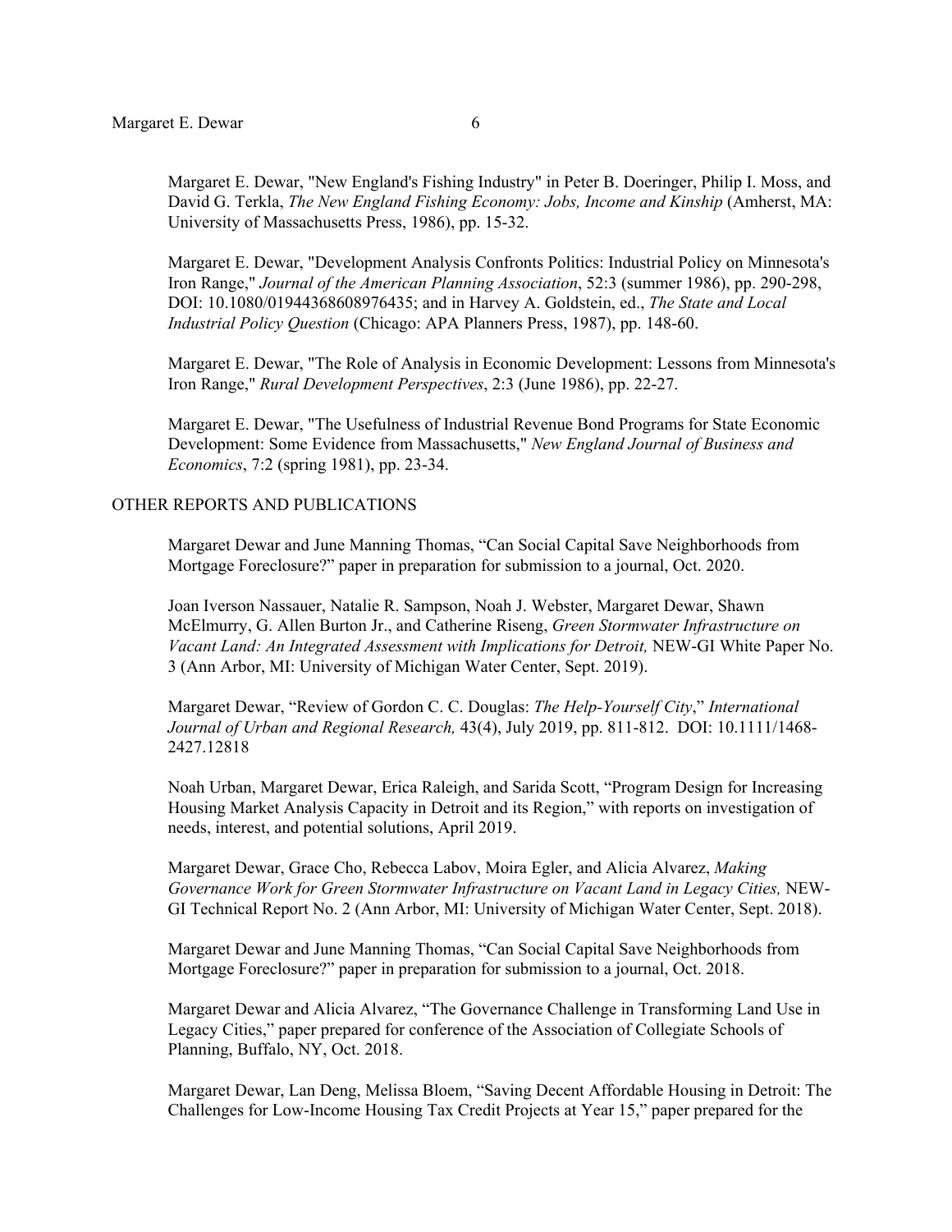Margaret E. Dewar, "New England's Fishing Industry" in Peter B. Doeringer, Philip I. Moss, and David G. Terkla, *The New England Fishing Economy: Jobs, Income and Kinship* (Amherst, MA: University of Massachusetts Press, 1986), pp. 15-32.

Margaret E. Dewar, "Development Analysis Confronts Politics: Industrial Policy on Minnesota's Iron Range," *Journal of the American Planning Association*, 52:3 (summer 1986), pp. 290-298, DOI: 10.1080/01944368608976435; and in Harvey A. Goldstein, ed., *The State and Local Industrial Policy Question* (Chicago: APA Planners Press, 1987), pp. 148-60.

Margaret E. Dewar, "The Role of Analysis in Economic Development: Lessons from Minnesota's Iron Range," *Rural Development Perspectives*, 2:3 (June 1986), pp. 22-27.

Margaret E. Dewar, "The Usefulness of Industrial Revenue Bond Programs for State Economic Development: Some Evidence from Massachusetts," *New England Journal of Business and Economics*, 7:2 (spring 1981), pp. 23-34.

## OTHER REPORTS AND PUBLICATIONS

Margaret Dewar and June Manning Thomas, "Can Social Capital Save Neighborhoods from Mortgage Foreclosure?" paper in preparation for submission to a journal, Oct. 2020.

Joan Iverson Nassauer, Natalie R. Sampson, Noah J. Webster, Margaret Dewar, Shawn McElmurry, G. Allen Burton Jr., and Catherine Riseng, *Green Stormwater Infrastructure on Vacant Land: An Integrated Assessment with Implications for Detroit,* NEW-GI White Paper No. 3 (Ann Arbor, MI: University of Michigan Water Center, Sept. 2019).

Margaret Dewar, "Review of Gordon C. C. Douglas: *The Help-Yourself City*," *International Journal of Urban and Regional Research,* 43(4), July 2019, pp. 811-812. DOI: 10.1111/1468-2427.12818

Noah Urban, Margaret Dewar, Erica Raleigh, and Sarida Scott, "Program Design for Increasing Housing Market Analysis Capacity in Detroit and its Region," with reports on investigation of needs, interest, and potential solutions, April 2019.

Margaret Dewar, Grace Cho, Rebecca Labov, Moira Egler, and Alicia Alvarez, *Making Governance Work for Green Stormwater Infrastructure on Vacant Land in Legacy Cities,* NEW-GI Technical Report No. 2 (Ann Arbor, MI: University of Michigan Water Center, Sept. 2018).

Margaret Dewar and June Manning Thomas, "Can Social Capital Save Neighborhoods from Mortgage Foreclosure?" paper in preparation for submission to a journal, Oct. 2018.

Margaret Dewar and Alicia Alvarez, "The Governance Challenge in Transforming Land Use in Legacy Cities," paper prepared for conference of the Association of Collegiate Schools of Planning, Buffalo, NY, Oct. 2018.

Margaret Dewar, Lan Deng, Melissa Bloem, "Saving Decent Affordable Housing in Detroit: The Challenges for Low-Income Housing Tax Credit Projects at Year 15," paper prepared for the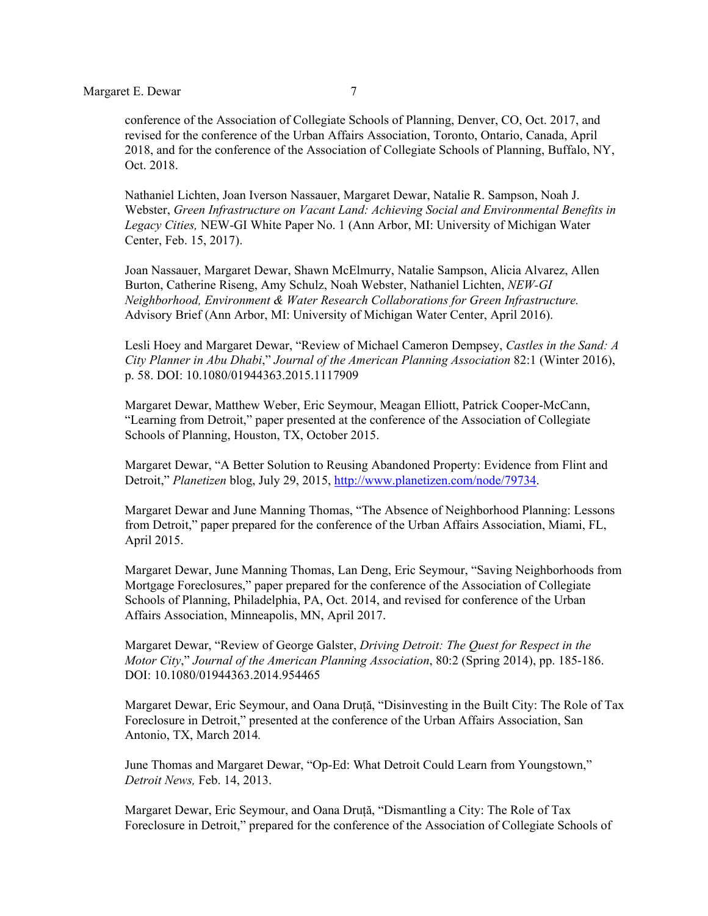conference of the Association of Collegiate Schools of Planning, Denver, CO, Oct. 2017, and revised for the conference of the Urban Affairs Association, Toronto, Ontario, Canada, April 2018, and for the conference of the Association of Collegiate Schools of Planning, Buffalo, NY, Oct. 2018.

Nathaniel Lichten, Joan Iverson Nassauer, Margaret Dewar, Natalie R. Sampson, Noah J. Webster, *Green Infrastructure on Vacant Land: Achieving Social and Environmental Benefits in Legacy Cities,* NEW-GI White Paper No. 1 (Ann Arbor, MI: University of Michigan Water Center, Feb. 15, 2017).

Joan Nassauer, Margaret Dewar, Shawn McElmurry, Natalie Sampson, Alicia Alvarez, Allen Burton, Catherine Riseng, Amy Schulz, Noah Webster, Nathaniel Lichten, *NEW-GI Neighborhood, Environment & Water Research Collaborations for Green Infrastructure.* Advisory Brief (Ann Arbor, MI: University of Michigan Water Center, April 2016).

Lesli Hoey and Margaret Dewar, "Review of Michael Cameron Dempsey, *Castles in the Sand: A City Planner in Abu Dhabi*," *Journal of the American Planning Association* 82:1 (Winter 2016), p. 58. DOI: 10.1080/01944363.2015.1117909

Margaret Dewar, Matthew Weber, Eric Seymour, Meagan Elliott, Patrick Cooper-McCann, "Learning from Detroit," paper presented at the conference of the Association of Collegiate Schools of Planning, Houston, TX, October 2015.

Margaret Dewar, "A Better Solution to Reusing Abandoned Property: Evidence from Flint and Detroit," *Planetizen* blog, July 29, 2015, http://www.planetizen.com/node/79734.

Margaret Dewar and June Manning Thomas, "The Absence of Neighborhood Planning: Lessons from Detroit," paper prepared for the conference of the Urban Affairs Association, Miami, FL, April 2015.

Margaret Dewar, June Manning Thomas, Lan Deng, Eric Seymour, "Saving Neighborhoods from Mortgage Foreclosures," paper prepared for the conference of the Association of Collegiate Schools of Planning, Philadelphia, PA, Oct. 2014, and revised for conference of the Urban Affairs Association, Minneapolis, MN, April 2017.

Margaret Dewar, "Review of George Galster, *Driving Detroit: The Quest for Respect in the Motor City*," *Journal of the American Planning Association*, 80:2 (Spring 2014), pp. 185-186. DOI: 10.1080/01944363.2014.954465

Margaret Dewar, Eric Seymour, and Oana Druță, "Disinvesting in the Built City: The Role of Tax Foreclosure in Detroit," presented at the conference of the Urban Affairs Association, San Antonio, TX, March 2014.

June Thomas and Margaret Dewar, "Op-Ed: What Detroit Could Learn from Youngstown," *Detroit News,* Feb. 14, 2013.

Margaret Dewar, Eric Seymour, and Oana Druță, "Dismantling a City: The Role of Tax Foreclosure in Detroit," prepared for the conference of the Association of Collegiate Schools of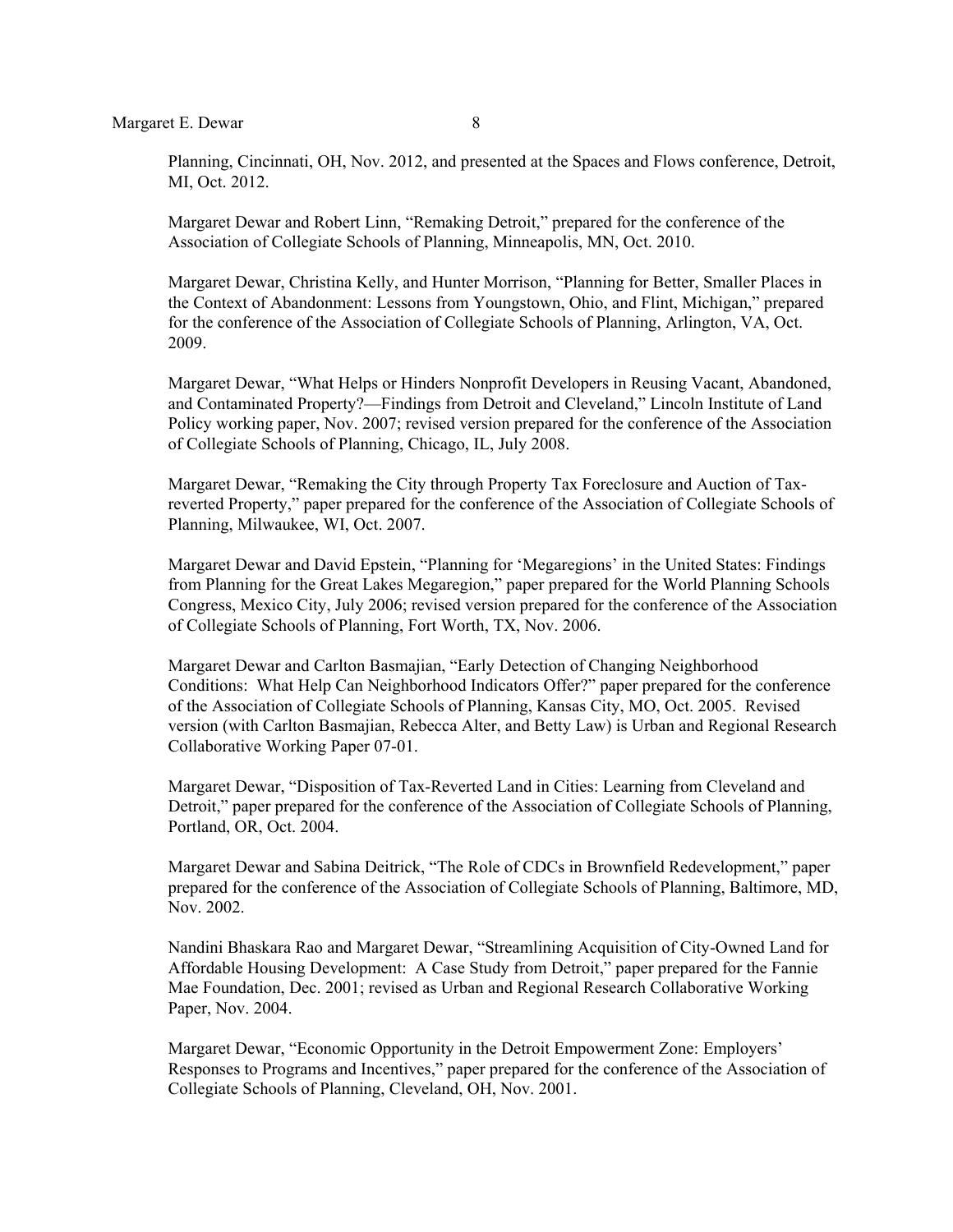Planning, Cincinnati, OH, Nov. 2012, and presented at the Spaces and Flows conference, Detroit, MI, Oct. 2012.

Margaret Dewar and Robert Linn, “Remaking Detroit,” prepared for the conference of the Association of Collegiate Schools of Planning, Minneapolis, MN, Oct. 2010.

Margaret Dewar, Christina Kelly, and Hunter Morrison, “Planning for Better, Smaller Places in the Context of Abandonment: Lessons from Youngstown, Ohio, and Flint, Michigan,” prepared for the conference of the Association of Collegiate Schools of Planning, Arlington, VA, Oct. 2009.

Margaret Dewar, “What Helps or Hinders Nonprofit Developers in Reusing Vacant, Abandoned, and Contaminated Property?—Findings from Detroit and Cleveland,” Lincoln Institute of Land Policy working paper, Nov. 2007; revised version prepared for the conference of the Association of Collegiate Schools of Planning, Chicago, IL, July 2008.

Margaret Dewar, “Remaking the City through Property Tax Foreclosure and Auction of Tax-reverted Property,” paper prepared for the conference of the Association of Collegiate Schools of Planning, Milwaukee, WI, Oct. 2007.

Margaret Dewar and David Epstein, “Planning for ‘Megaregions’ in the United States: Findings from Planning for the Great Lakes Megaregion,” paper prepared for the World Planning Schools Congress, Mexico City, July 2006; revised version prepared for the conference of the Association of Collegiate Schools of Planning, Fort Worth, TX, Nov. 2006.

Margaret Dewar and Carlton Basmajian, “Early Detection of Changing Neighborhood Conditions: What Help Can Neighborhood Indicators Offer?” paper prepared for the conference of the Association of Collegiate Schools of Planning, Kansas City, MO, Oct. 2005. Revised version (with Carlton Basmajian, Rebecca Alter, and Betty Law) is Urban and Regional Research Collaborative Working Paper 07-01.

Margaret Dewar, “Disposition of Tax-Reverted Land in Cities: Learning from Cleveland and Detroit,” paper prepared for the conference of the Association of Collegiate Schools of Planning, Portland, OR, Oct. 2004.

Margaret Dewar and Sabina Deitrick, “The Role of CDCs in Brownfield Redevelopment,” paper prepared for the conference of the Association of Collegiate Schools of Planning, Baltimore, MD, Nov. 2002.

Nandini Bhaskara Rao and Margaret Dewar, “Streamlining Acquisition of City-Owned Land for Affordable Housing Development: A Case Study from Detroit,” paper prepared for the Fannie Mae Foundation, Dec. 2001; revised as Urban and Regional Research Collaborative Working Paper, Nov. 2004.

Margaret Dewar, “Economic Opportunity in the Detroit Empowerment Zone: Employers’ Responses to Programs and Incentives,” paper prepared for the conference of the Association of Collegiate Schools of Planning, Cleveland, OH, Nov. 2001.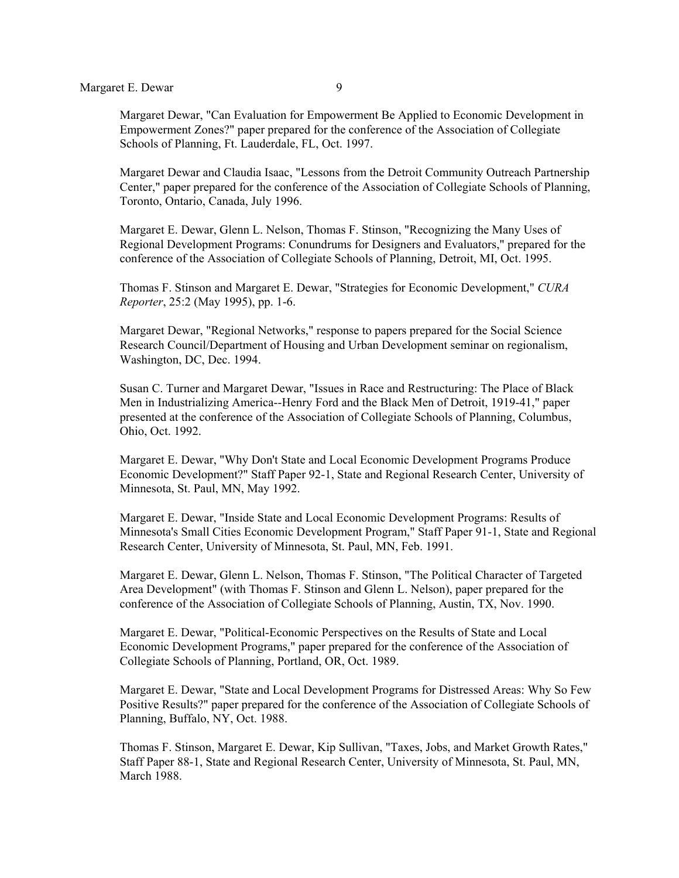Margaret Dewar, "Can Evaluation for Empowerment Be Applied to Economic Development in Empowerment Zones?" paper prepared for the conference of the Association of Collegiate Schools of Planning, Ft. Lauderdale, FL, Oct. 1997.

Margaret Dewar and Claudia Isaac, "Lessons from the Detroit Community Outreach Partnership Center," paper prepared for the conference of the Association of Collegiate Schools of Planning, Toronto, Ontario, Canada, July 1996.

Margaret E. Dewar, Glenn L. Nelson, Thomas F. Stinson, "Recognizing the Many Uses of Regional Development Programs: Conundrums for Designers and Evaluators," prepared for the conference of the Association of Collegiate Schools of Planning, Detroit, MI, Oct. 1995.

Thomas F. Stinson and Margaret E. Dewar, "Strategies for Economic Development," *CURA Reporter*, 25:2 (May 1995), pp. 1-6.

Margaret Dewar, "Regional Networks," response to papers prepared for the Social Science Research Council/Department of Housing and Urban Development seminar on regionalism, Washington, DC, Dec. 1994.

Susan C. Turner and Margaret Dewar, "Issues in Race and Restructuring: The Place of Black Men in Industrializing America--Henry Ford and the Black Men of Detroit, 1919-41," paper presented at the conference of the Association of Collegiate Schools of Planning, Columbus, Ohio, Oct. 1992.

Margaret E. Dewar, "Why Don't State and Local Economic Development Programs Produce Economic Development?" Staff Paper 92-1, State and Regional Research Center, University of Minnesota, St. Paul, MN, May 1992.

Margaret E. Dewar, "Inside State and Local Economic Development Programs: Results of Minnesota's Small Cities Economic Development Program," Staff Paper 91-1, State and Regional Research Center, University of Minnesota, St. Paul, MN, Feb. 1991.

Margaret E. Dewar, Glenn L. Nelson, Thomas F. Stinson, "The Political Character of Targeted Area Development" (with Thomas F. Stinson and Glenn L. Nelson), paper prepared for the conference of the Association of Collegiate Schools of Planning, Austin, TX, Nov. 1990.

Margaret E. Dewar, "Political-Economic Perspectives on the Results of State and Local Economic Development Programs," paper prepared for the conference of the Association of Collegiate Schools of Planning, Portland, OR, Oct. 1989.

Margaret E. Dewar, "State and Local Development Programs for Distressed Areas: Why So Few Positive Results?" paper prepared for the conference of the Association of Collegiate Schools of Planning, Buffalo, NY, Oct. 1988.

Thomas F. Stinson, Margaret E. Dewar, Kip Sullivan, "Taxes, Jobs, and Market Growth Rates," Staff Paper 88-1, State and Regional Research Center, University of Minnesota, St. Paul, MN, March 1988.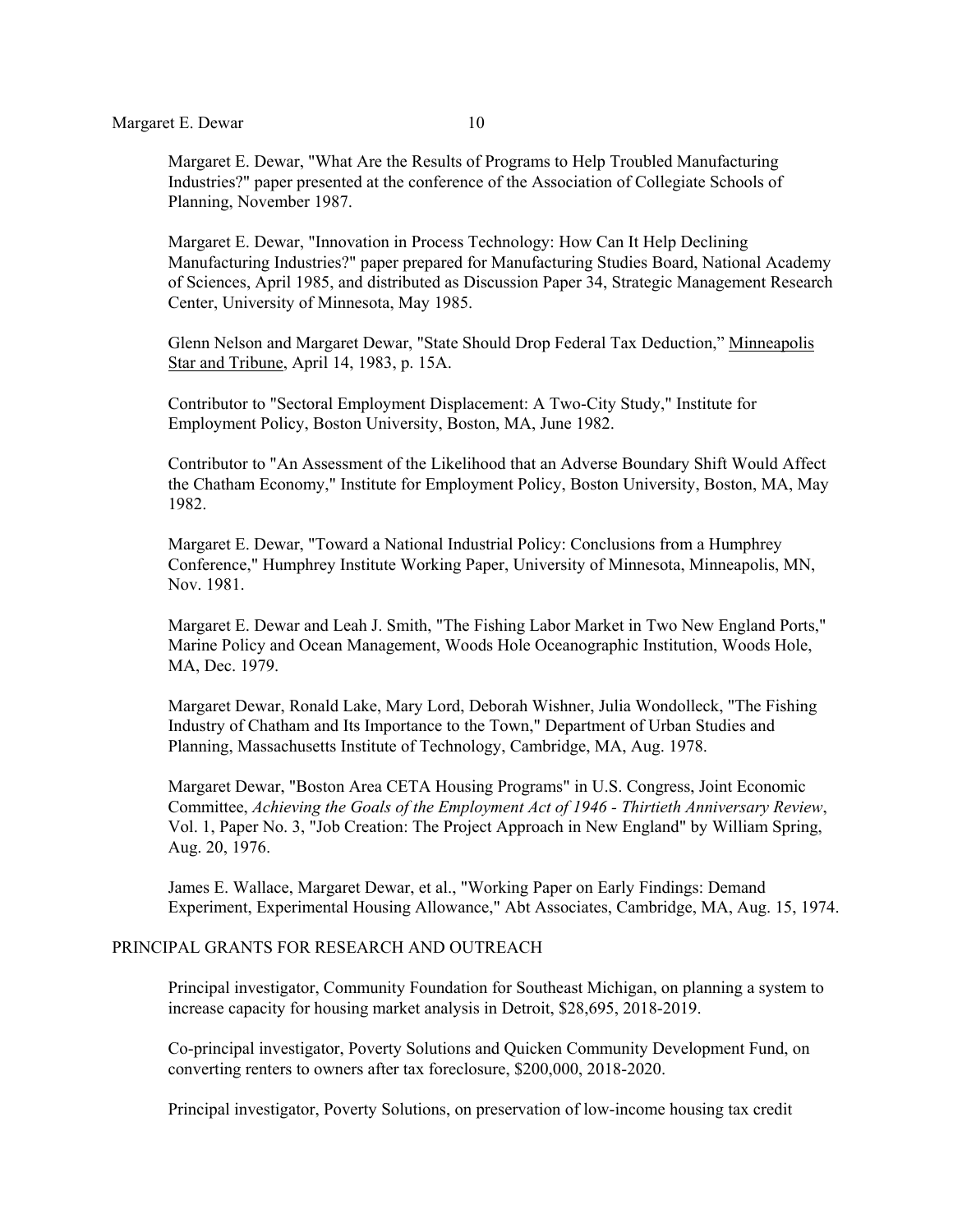Margaret E. Dewar, "What Are the Results of Programs to Help Troubled Manufacturing Industries?" paper presented at the conference of the Association of Collegiate Schools of Planning, November 1987.

Margaret E. Dewar, "Innovation in Process Technology: How Can It Help Declining Manufacturing Industries?" paper prepared for Manufacturing Studies Board, National Academy of Sciences, April 1985, and distributed as Discussion Paper 34, Strategic Management Research Center, University of Minnesota, May 1985.

Glenn Nelson and Margaret Dewar, "State Should Drop Federal Tax Deduction," Minneapolis Star and Tribune, April 14, 1983, p. 15A.

Contributor to "Sectoral Employment Displacement: A Two-City Study," Institute for Employment Policy, Boston University, Boston, MA, June 1982.

Contributor to "An Assessment of the Likelihood that an Adverse Boundary Shift Would Affect the Chatham Economy," Institute for Employment Policy, Boston University, Boston, MA, May 1982.

Margaret E. Dewar, "Toward a National Industrial Policy: Conclusions from a Humphrey Conference," Humphrey Institute Working Paper, University of Minnesota, Minneapolis, MN, Nov. 1981.

Margaret E. Dewar and Leah J. Smith, "The Fishing Labor Market in Two New England Ports," Marine Policy and Ocean Management, Woods Hole Oceanographic Institution, Woods Hole, MA, Dec. 1979.

Margaret Dewar, Ronald Lake, Mary Lord, Deborah Wishner, Julia Wondolleck, "The Fishing Industry of Chatham and Its Importance to the Town," Department of Urban Studies and Planning, Massachusetts Institute of Technology, Cambridge, MA, Aug. 1978.

Margaret Dewar, "Boston Area CETA Housing Programs" in U.S. Congress, Joint Economic Committee, *Achieving the Goals of the Employment Act of 1946 - Thirtieth Anniversary Review*, Vol. 1, Paper No. 3, "Job Creation: The Project Approach in New England" by William Spring, Aug. 20, 1976.

James E. Wallace, Margaret Dewar, et al., "Working Paper on Early Findings: Demand Experiment, Experimental Housing Allowance," Abt Associates, Cambridge, MA, Aug. 15, 1974.

## PRINCIPAL GRANTS FOR RESEARCH AND OUTREACH

Principal investigator, Community Foundation for Southeast Michigan, on planning a system to increase capacity for housing market analysis in Detroit, $28,695, 2018-2019.

Co-principal investigator, Poverty Solutions and Quicken Community Development Fund, on converting renters to owners after tax foreclosure, $200,000, 2018-2020.

Principal investigator, Poverty Solutions, on preservation of low-income housing tax credit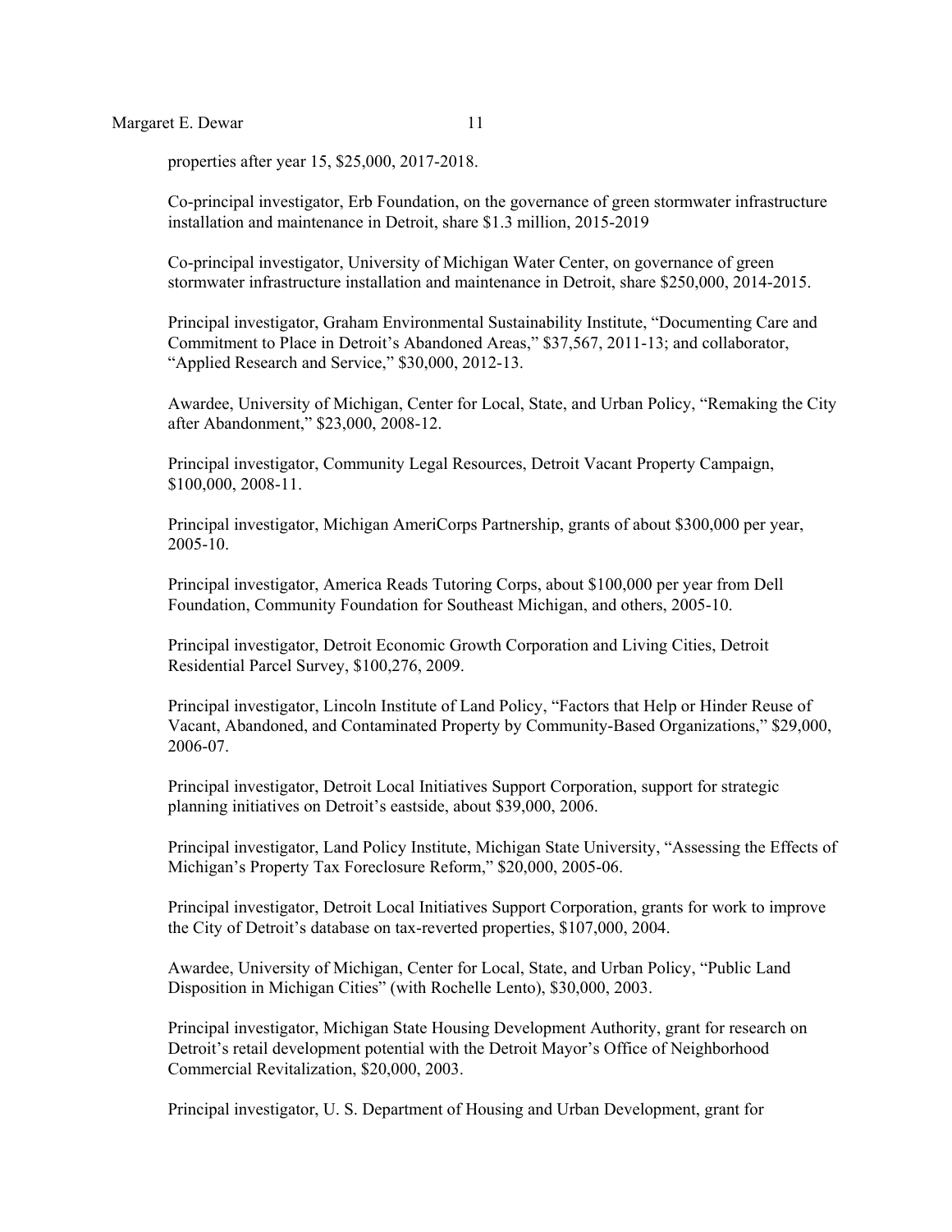properties after year 15, $25,000, 2017-2018.

Co-principal investigator, Erb Foundation, on the governance of green stormwater infrastructure installation and maintenance in Detroit, share $1.3 million, 2015-2019

Co-principal investigator, University of Michigan Water Center, on governance of green stormwater infrastructure installation and maintenance in Detroit, share $250,000, 2014-2015.

Principal investigator, Graham Environmental Sustainability Institute, "Documenting Care and Commitment to Place in Detroit's Abandoned Areas," $37,567, 2011-13; and collaborator, "Applied Research and Service," $30,000, 2012-13.

Awardee, University of Michigan, Center for Local, State, and Urban Policy, "Remaking the City after Abandonment," $23,000, 2008-12.

Principal investigator, Community Legal Resources, Detroit Vacant Property Campaign, $100,000, 2008-11.

Principal investigator, Michigan AmeriCorps Partnership, grants of about $300,000 per year, 2005-10.

Principal investigator, America Reads Tutoring Corps, about $100,000 per year from Dell Foundation, Community Foundation for Southeast Michigan, and others, 2005-10.

Principal investigator, Detroit Economic Growth Corporation and Living Cities, Detroit Residential Parcel Survey, $100,276, 2009.

Principal investigator, Lincoln Institute of Land Policy, "Factors that Help or Hinder Reuse of Vacant, Abandoned, and Contaminated Property by Community-Based Organizations," $29,000, 2006-07.

Principal investigator, Detroit Local Initiatives Support Corporation, support for strategic planning initiatives on Detroit's eastside, about $39,000, 2006.

Principal investigator, Land Policy Institute, Michigan State University, "Assessing the Effects of Michigan's Property Tax Foreclosure Reform," $20,000, 2005-06.

Principal investigator, Detroit Local Initiatives Support Corporation, grants for work to improve the City of Detroit's database on tax-reverted properties, $107,000, 2004.

Awardee, University of Michigan, Center for Local, State, and Urban Policy, "Public Land Disposition in Michigan Cities" (with Rochelle Lento), $30,000, 2003.

Principal investigator, Michigan State Housing Development Authority, grant for research on Detroit's retail development potential with the Detroit Mayor's Office of Neighborhood Commercial Revitalization, $20,000, 2003.

Principal investigator, U. S. Department of Housing and Urban Development, grant for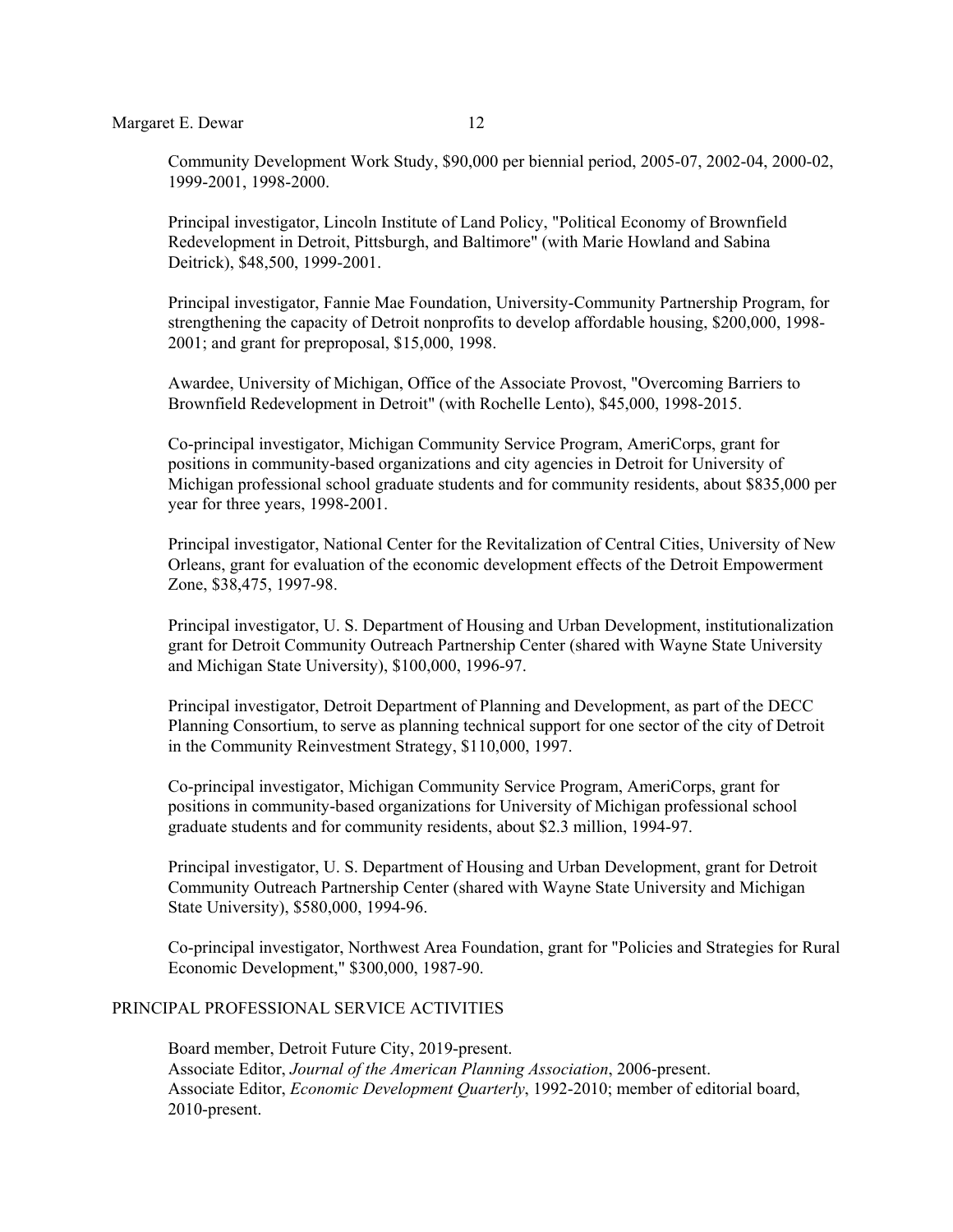Community Development Work Study, $90,000 per biennial period, 2005-07, 2002-04, 2000-02, 1999-2001, 1998-2000.

Principal investigator, Lincoln Institute of Land Policy, "Political Economy of Brownfield Redevelopment in Detroit, Pittsburgh, and Baltimore" (with Marie Howland and Sabina Deitrick), $48,500, 1999-2001.

Principal investigator, Fannie Mae Foundation, University-Community Partnership Program, for strengthening the capacity of Detroit nonprofits to develop affordable housing, $200,000, 1998-2001; and grant for preproposal, $15,000, 1998.

Awardee, University of Michigan, Office of the Associate Provost, "Overcoming Barriers to Brownfield Redevelopment in Detroit" (with Rochelle Lento), $45,000, 1998-2015.

Co-principal investigator, Michigan Community Service Program, AmeriCorps, grant for positions in community-based organizations and city agencies in Detroit for University of Michigan professional school graduate students and for community residents, about $835,000 per year for three years, 1998-2001.

Principal investigator, National Center for the Revitalization of Central Cities, University of New Orleans, grant for evaluation of the economic development effects of the Detroit Empowerment Zone, $38,475, 1997-98.

Principal investigator, U. S. Department of Housing and Urban Development, institutionalization grant for Detroit Community Outreach Partnership Center (shared with Wayne State University and Michigan State University), $100,000, 1996-97.

Principal investigator, Detroit Department of Planning and Development, as part of the DECC Planning Consortium, to serve as planning technical support for one sector of the city of Detroit in the Community Reinvestment Strategy, $110,000, 1997.

Co-principal investigator, Michigan Community Service Program, AmeriCorps, grant for positions in community-based organizations for University of Michigan professional school graduate students and for community residents, about $2.3 million, 1994-97.

Principal investigator, U. S. Department of Housing and Urban Development, grant for Detroit Community Outreach Partnership Center (shared with Wayne State University and Michigan State University), $580,000, 1994-96.

Co-principal investigator, Northwest Area Foundation, grant for "Policies and Strategies for Rural Economic Development," $300,000, 1987-90.

## PRINCIPAL PROFESSIONAL SERVICE ACTIVITIES

Board member, Detroit Future City, 2019-present.
Associate Editor, *Journal of the American Planning Association*, 2006-present.
Associate Editor, *Economic Development Quarterly*, 1992-2010; member of editorial board, 2010-present.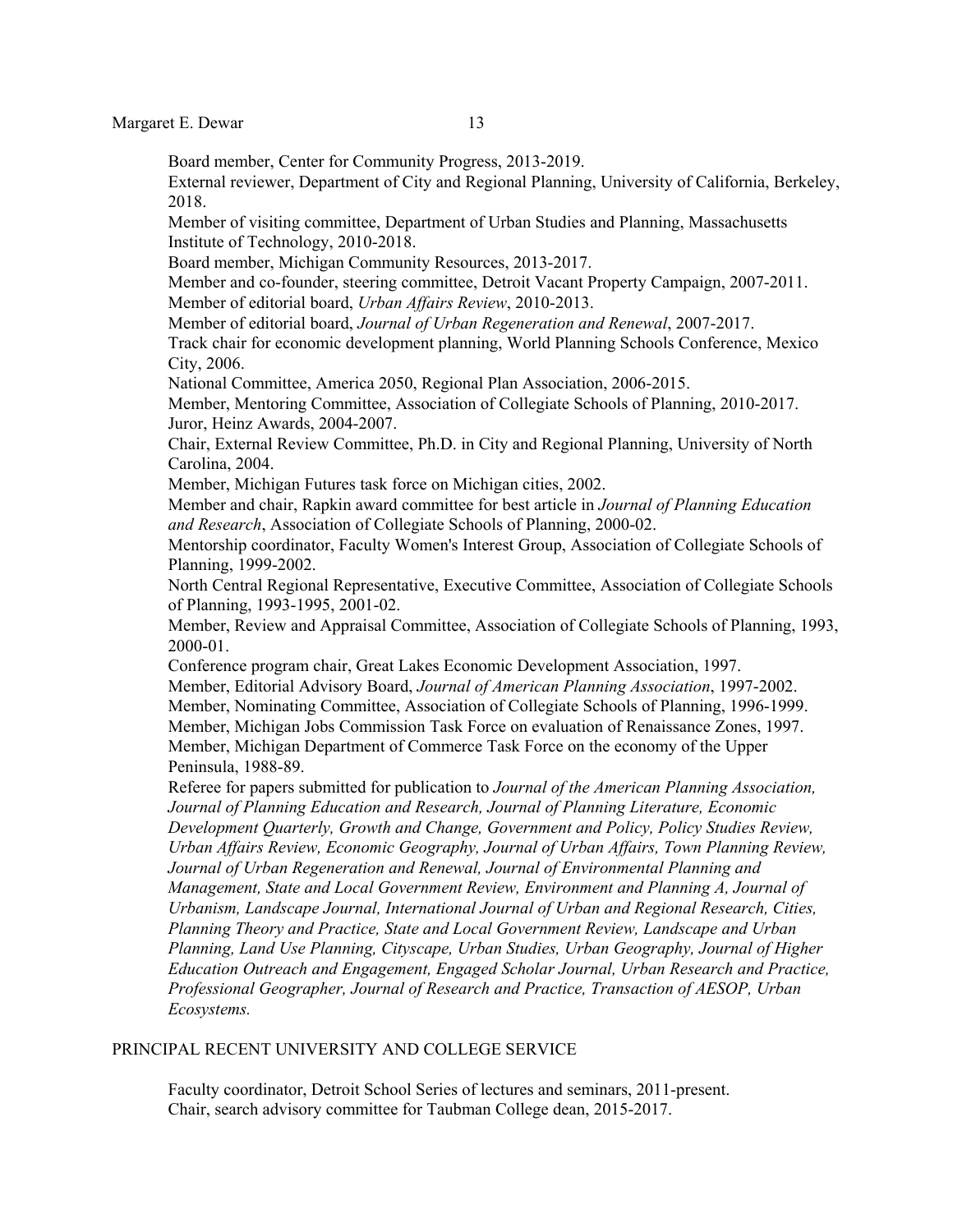Board member, Center for Community Progress, 2013-2019.

External reviewer, Department of City and Regional Planning, University of California, Berkeley, 2018.

Member of visiting committee, Department of Urban Studies and Planning, Massachusetts Institute of Technology, 2010-2018.

Board member, Michigan Community Resources, 2013-2017.

Member and co-founder, steering committee, Detroit Vacant Property Campaign, 2007-2011.

Member of editorial board, *Urban Affairs Review*, 2010-2013.

Member of editorial board, *Journal of Urban Regeneration and Renewal*, 2007-2017.

Track chair for economic development planning, World Planning Schools Conference, Mexico City, 2006.

National Committee, America 2050, Regional Plan Association, 2006-2015.

Member, Mentoring Committee, Association of Collegiate Schools of Planning, 2010-2017.

Juror, Heinz Awards, 2004-2007.

Chair, External Review Committee, Ph.D. in City and Regional Planning, University of North Carolina, 2004.

Member, Michigan Futures task force on Michigan cities, 2002.

Member and chair, Rapkin award committee for best article in *Journal of Planning Education and Research*, Association of Collegiate Schools of Planning, 2000-02.

Mentorship coordinator, Faculty Women's Interest Group, Association of Collegiate Schools of Planning, 1999-2002.

North Central Regional Representative, Executive Committee, Association of Collegiate Schools of Planning, 1993-1995, 2001-02.

Member, Review and Appraisal Committee, Association of Collegiate Schools of Planning, 1993, 2000-01.

Conference program chair, Great Lakes Economic Development Association, 1997.

Member, Editorial Advisory Board, *Journal of American Planning Association*, 1997-2002.

Member, Nominating Committee, Association of Collegiate Schools of Planning, 1996-1999.

Member, Michigan Jobs Commission Task Force on evaluation of Renaissance Zones, 1997.

Member, Michigan Department of Commerce Task Force on the economy of the Upper Peninsula, 1988-89.

Referee for papers submitted for publication to *Journal of the American Planning Association, Journal of Planning Education and Research, Journal of Planning Literature, Economic Development Quarterly, Growth and Change, Government and Policy, Policy Studies Review, Urban Affairs Review, Economic Geography, Journal of Urban Affairs, Town Planning Review, Journal of Urban Regeneration and Renewal, Journal of Environmental Planning and Management, State and Local Government Review, Environment and Planning A, Journal of Urbanism, Landscape Journal, International Journal of Urban and Regional Research, Cities, Planning Theory and Practice, State and Local Government Review, Landscape and Urban Planning, Land Use Planning, Cityscape, Urban Studies, Urban Geography, Journal of Higher Education Outreach and Engagement, Engaged Scholar Journal, Urban Research and Practice, Professional Geographer, Journal of Research and Practice, Transaction of AESOP, Urban Ecosystems.*

## PRINCIPAL RECENT UNIVERSITY AND COLLEGE SERVICE

Faculty coordinator, Detroit School Series of lectures and seminars, 2011-present.

Chair, search advisory committee for Taubman College dean, 2015-2017.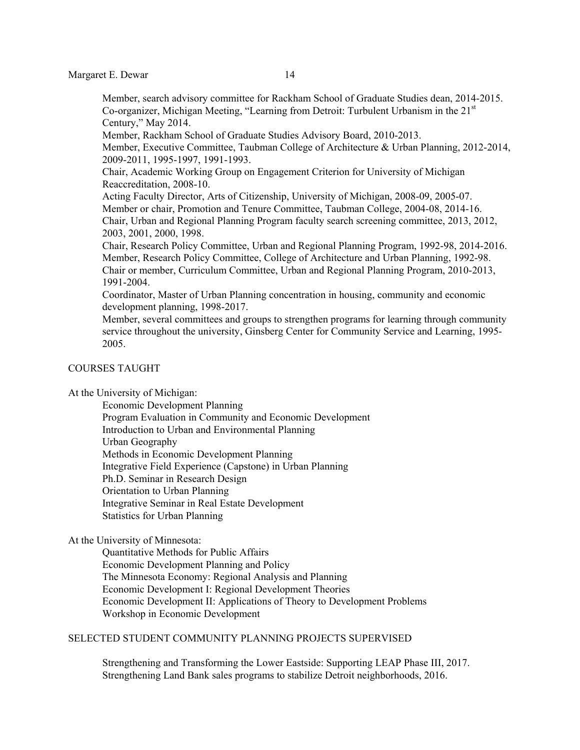Member, search advisory committee for Rackham School of Graduate Studies dean, 2014-2015.
Co-organizer, Michigan Meeting, "Learning from Detroit: Turbulent Urbanism in the 21st Century," May 2014.
Member, Rackham School of Graduate Studies Advisory Board, 2010-2013.
Member, Executive Committee, Taubman College of Architecture & Urban Planning, 2012-2014, 2009-2011, 1995-1997, 1991-1993.
Chair, Academic Working Group on Engagement Criterion for University of Michigan Reaccreditation, 2008-10.
Acting Faculty Director, Arts of Citizenship, University of Michigan, 2008-09, 2005-07.
Member or chair, Promotion and Tenure Committee, Taubman College, 2004-08, 2014-16.
Chair, Urban and Regional Planning Program faculty search screening committee, 2013, 2012, 2003, 2001, 2000, 1998.
Chair, Research Policy Committee, Urban and Regional Planning Program, 1992-98, 2014-2016.
Member, Research Policy Committee, College of Architecture and Urban Planning, 1992-98.
Chair or member, Curriculum Committee, Urban and Regional Planning Program, 2010-2013, 1991-2004.
Coordinator, Master of Urban Planning concentration in housing, community and economic development planning, 1998-2017.
Member, several committees and groups to strengthen programs for learning through community service throughout the university, Ginsberg Center for Community Service and Learning, 1995-2005.

## COURSES TAUGHT

At the University of Michigan:

- Economic Development Planning
- Program Evaluation in Community and Economic Development
- Introduction to Urban and Environmental Planning
- Urban Geography
- Methods in Economic Development Planning
- Integrative Field Experience (Capstone) in Urban Planning
- Ph.D. Seminar in Research Design
- Orientation to Urban Planning
- Integrative Seminar in Real Estate Development
- Statistics for Urban Planning

At the University of Minnesota:

- Quantitative Methods for Public Affairs
- Economic Development Planning and Policy
- The Minnesota Economy: Regional Analysis and Planning
- Economic Development I: Regional Development Theories
- Economic Development II: Applications of Theory to Development Problems
- Workshop in Economic Development

## SELECTED STUDENT COMMUNITY PLANNING PROJECTS SUPERVISED

Strengthening and Transforming the Lower Eastside: Supporting LEAP Phase III, 2017.
Strengthening Land Bank sales programs to stabilize Detroit neighborhoods, 2016.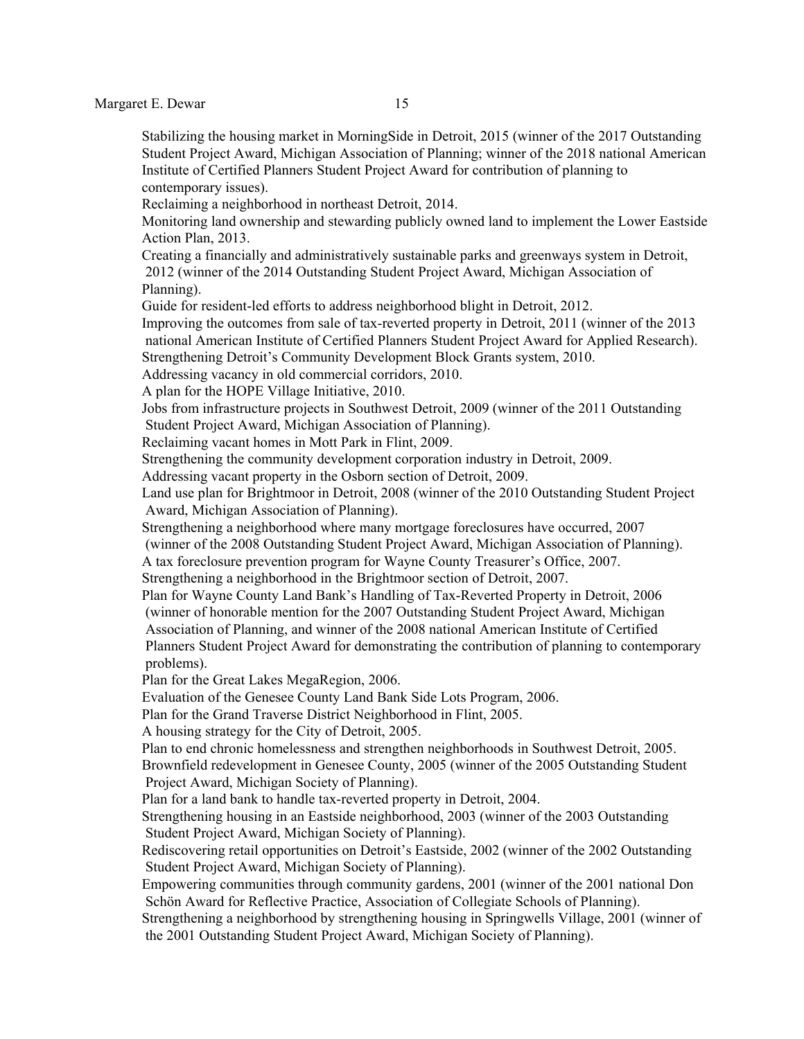Stabilizing the housing market in MorningSide in Detroit, 2015 (winner of the 2017 Outstanding Student Project Award, Michigan Association of Planning; winner of the 2018 national American Institute of Certified Planners Student Project Award for contribution of planning to contemporary issues).

Reclaiming a neighborhood in northeast Detroit, 2014.

Monitoring land ownership and stewarding publicly owned land to implement the Lower Eastside Action Plan, 2013.

Creating a financially and administratively sustainable parks and greenways system in Detroit, 2012 (winner of the 2014 Outstanding Student Project Award, Michigan Association of Planning).

Guide for resident-led efforts to address neighborhood blight in Detroit, 2012.

Improving the outcomes from sale of tax-reverted property in Detroit, 2011 (winner of the 2013 national American Institute of Certified Planners Student Project Award for Applied Research).

Strengthening Detroit's Community Development Block Grants system, 2010.

Addressing vacancy in old commercial corridors, 2010.

A plan for the HOPE Village Initiative, 2010.

Jobs from infrastructure projects in Southwest Detroit, 2009 (winner of the 2011 Outstanding Student Project Award, Michigan Association of Planning).

Reclaiming vacant homes in Mott Park in Flint, 2009.

Strengthening the community development corporation industry in Detroit, 2009.

Addressing vacant property in the Osborn section of Detroit, 2009.

Land use plan for Brightmoor in Detroit, 2008 (winner of the 2010 Outstanding Student Project Award, Michigan Association of Planning).

Strengthening a neighborhood where many mortgage foreclosures have occurred, 2007 (winner of the 2008 Outstanding Student Project Award, Michigan Association of Planning).

A tax foreclosure prevention program for Wayne County Treasurer's Office, 2007.

Strengthening a neighborhood in the Brightmoor section of Detroit, 2007.

Plan for Wayne County Land Bank's Handling of Tax-Reverted Property in Detroit, 2006 (winner of honorable mention for the 2007 Outstanding Student Project Award, Michigan Association of Planning, and winner of the 2008 national American Institute of Certified Planners Student Project Award for demonstrating the contribution of planning to contemporary problems).

Plan for the Great Lakes MegaRegion, 2006.

Evaluation of the Genesee County Land Bank Side Lots Program, 2006.

Plan for the Grand Traverse District Neighborhood in Flint, 2005.

A housing strategy for the City of Detroit, 2005.

Plan to end chronic homelessness and strengthen neighborhoods in Southwest Detroit, 2005.

Brownfield redevelopment in Genesee County, 2005 (winner of the 2005 Outstanding Student Project Award, Michigan Society of Planning).

Plan for a land bank to handle tax-reverted property in Detroit, 2004.

Strengthening housing in an Eastside neighborhood, 2003 (winner of the 2003 Outstanding Student Project Award, Michigan Society of Planning).

Rediscovering retail opportunities on Detroit's Eastside, 2002 (winner of the 2002 Outstanding Student Project Award, Michigan Society of Planning).

Empowering communities through community gardens, 2001 (winner of the 2001 national Don Schön Award for Reflective Practice, Association of Collegiate Schools of Planning).

Strengthening a neighborhood by strengthening housing in Springwells Village, 2001 (winner of the 2001 Outstanding Student Project Award, Michigan Society of Planning).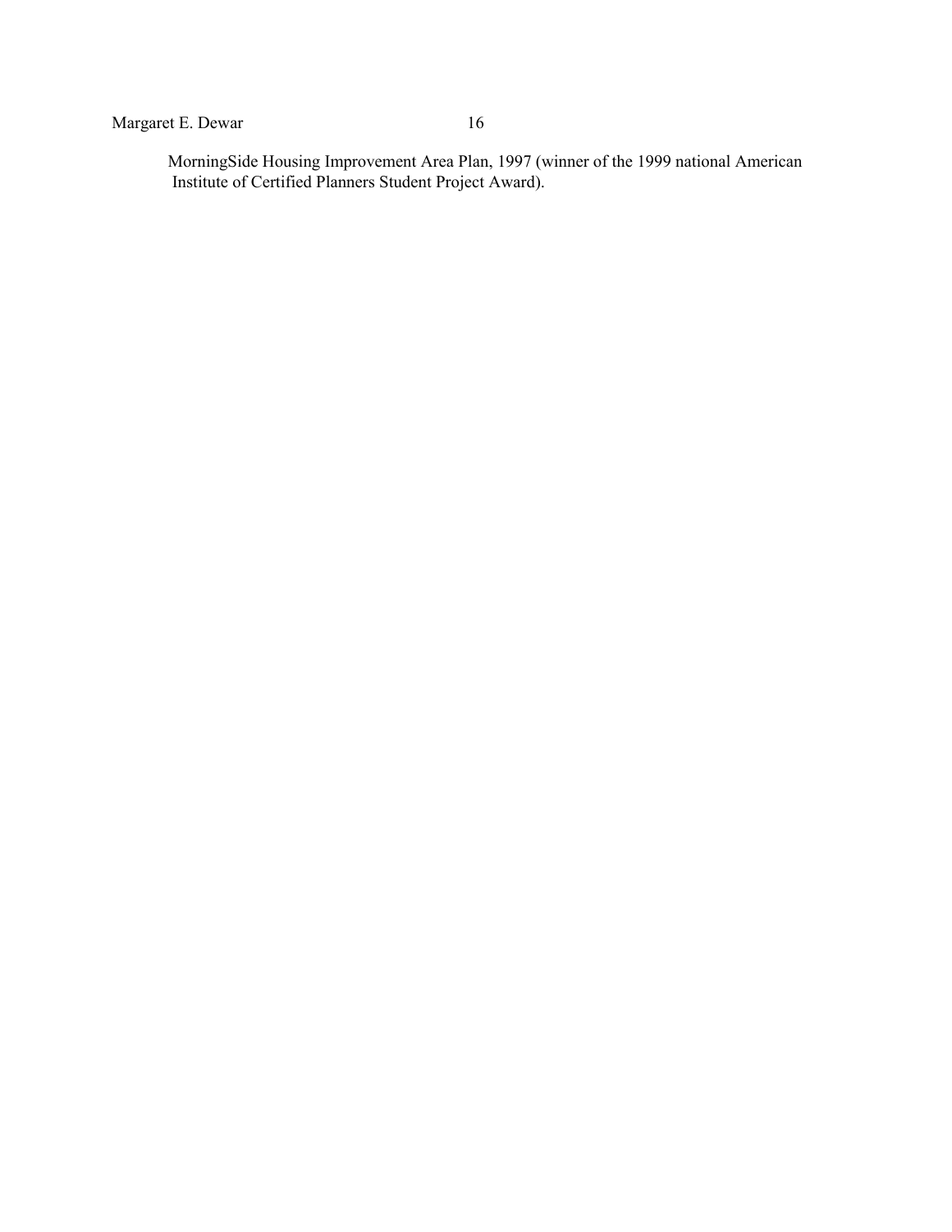MorningSide Housing Improvement Area Plan, 1997 (winner of the 1999 national American Institute of Certified Planners Student Project Award).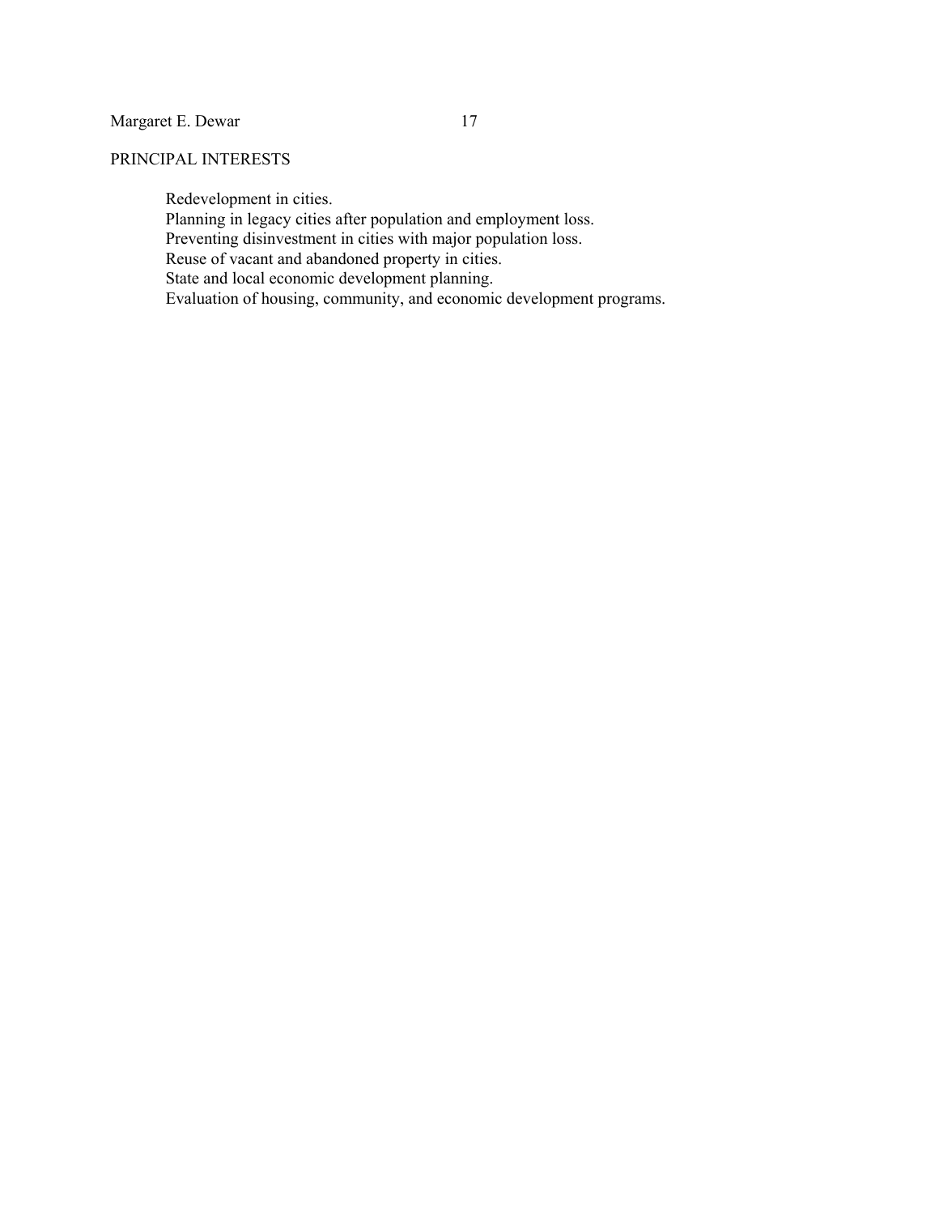## PRINCIPAL INTERESTS

Redevelopment in cities.
Planning in legacy cities after population and employment loss.
Preventing disinvestment in cities with major population loss.
Reuse of vacant and abandoned property in cities.
State and local economic development planning.
Evaluation of housing, community, and economic development programs.